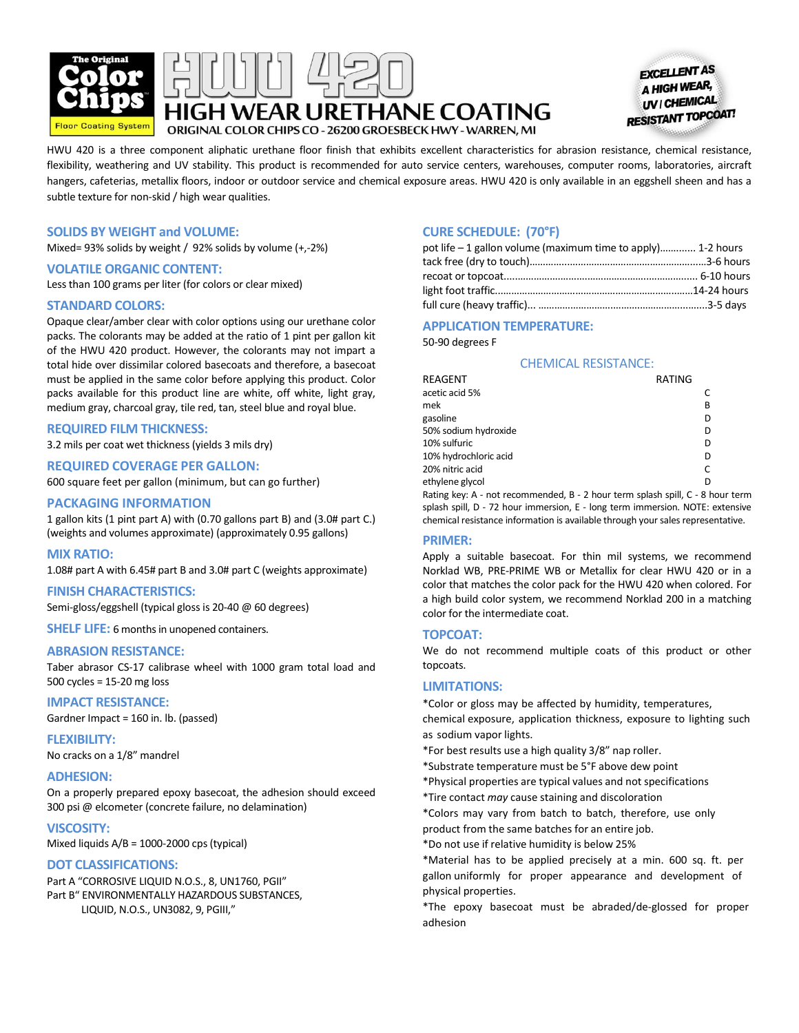The Original **Color Chips** Floor Coating System

# HWU 420

## HIGH WEAR URETHANE COATING

ORIGINAL COLOR CHIPS CO - 26200 GROESBECK HWY - WARREN, MI

**EXCELLENT AS A HIGH WEAR, UV / CHEMICAL RESISTANT TOPCOAT!**

HWU 420 is a three component aliphatic urethane floor finish that exhibits excellent characteristics for abrasion resistance, chemical resistance, flexibility, weathering and UV stability. This product is recommended for auto service centers, warehouses, computer rooms, laboratories, aircraft hangers, cafeterias, metallix floors, indoor or outdoor service and chemical exposure areas. HWU 420 is only available in an eggshell sheen and has a subtle texture for non-skid / high wear qualities.

### SOLIDS BY WEIGHT and VOLUME:

Mixed= 93% solids by weight / 92% solids by volume (+,-2%)

### VOLATILE ORGANIC CONTENT:

Less than 100 grams per liter (for colors or clear mixed)

### STANDARD COLORS:

Opaque clear/amber clear with color options using our urethane color packs. The colorants may be added at the ratio of 1 pint per gallon kit of the HWU 420 product. However, the colorants may not impart a total hide over dissimilar colored basecoats and therefore, a basecoat must be applied in the same color before applying this product. Color packs available for this product line are white, off white, light gray, medium gray, charcoal gray, tile red, tan, steel blue and royal blue.

### REQUIRED FILM THICKNESS:

3.2 mils per coat wet thickness (yields 3 mils dry)

### REQUIRED COVERAGE PER GALLON:

600 square feet per gallon (minimum, but can go further)

### PACKAGING INFORMATION

1 gallon kits (1 pint part A) with (0.70 gallons part B) and (3.0# part C.) (weights and volumes approximate) (approximately 0.95 gallons)

### MIX RATIO:

1.08# part A with 6.45# part B and 3.0# part C (weights approximate)

### FINISH CHARACTERISTICS:

Semi-gloss/eggshell (typical gloss is 20-40 @ 60 degrees)

### SHELF LIFE:

6 months in unopened containers.

### ABRASION RESISTANCE:

Taber abrasor CS-17 calibrase wheel with 1000 gram total load and 500 cycles = 15-20 mg loss

### IMPACT RESISTANCE:

Gardner Impact = 160 in. lb. (passed)

### FLEXIBILITY:

No cracks on a 1/8" mandrel

### ADHESION:

On a properly prepared epoxy basecoat, the adhesion should exceed 300 psi @ elcometer (concrete failure, no delamination)

### VISCOSITY:

Mixed liquids A/B = 1000-2000 cps (typical)

### DOT CLASSIFICATIONS:

Part A "CORROSIVE LIQUID N.O.S., 8, UN1760, PGII"
Part B" ENVIRONMENTALLY HAZARDOUS SUBSTANCES, LIQUID, N.O.S., UN3082, 9, PGIII,"

### CURE SCHEDULE: (70°F)

pot life – 1 gallon volume (maximum time to apply)............ 1-2 hours
tack free (dry to touch)..........................................................3-6 hours
recoat or topcoat.................................................................. 6-10 hours
light foot traffic......................................................................14-24 hours
full cure (heavy traffic)... .........................................................3-5 days

### APPLICATION TEMPERATURE:

50-90 degrees F

### CHEMICAL RESISTANCE:

| REAGENT | RATING |
|---|---|
| acetic acid 5% | C |
| mek | B |
| gasoline | D |
| 50% sodium hydroxide | D |
| 10% sulfuric | D |
| 10% hydrochloric acid | D |
| 20% nitric acid | C |
| ethylene glycol | D |

Rating key: A - not recommended, B - 2 hour term splash spill, C - 8 hour term splash spill, D - 72 hour immersion, E - long term immersion. NOTE: extensive chemical resistance information is available through your sales representative.

### PRIMER:

Apply a suitable basecoat. For thin mil systems, we recommend Norklad WB, PRE-PRIME WB or Metallix for clear HWU 420 or in a color that matches the color pack for the HWU 420 when colored. For a high build color system, we recommend Norklad 200 in a matching color for the intermediate coat.

### TOPCOAT:

We do not recommend multiple coats of this product or other topcoats.

### LIMITATIONS:

*Color or gloss may be affected by humidity, temperatures, chemical exposure, application thickness, exposure to lighting such as sodium vapor lights.
*For best results use a high quality 3/8" nap roller.
*Substrate temperature must be 5°F above dew point
*Physical properties are typical values and not specifications
*Tire contact *may* cause staining and discoloration
*Colors may vary from batch to batch, therefore, use only product from the same batches for an entire job.
*Do not use if relative humidity is below 25%
*Material has to be applied precisely at a min. 600 sq. ft. per gallon uniformly for proper appearance and development of physical properties.
*The epoxy basecoat must be abraded/de-glossed for proper adhesion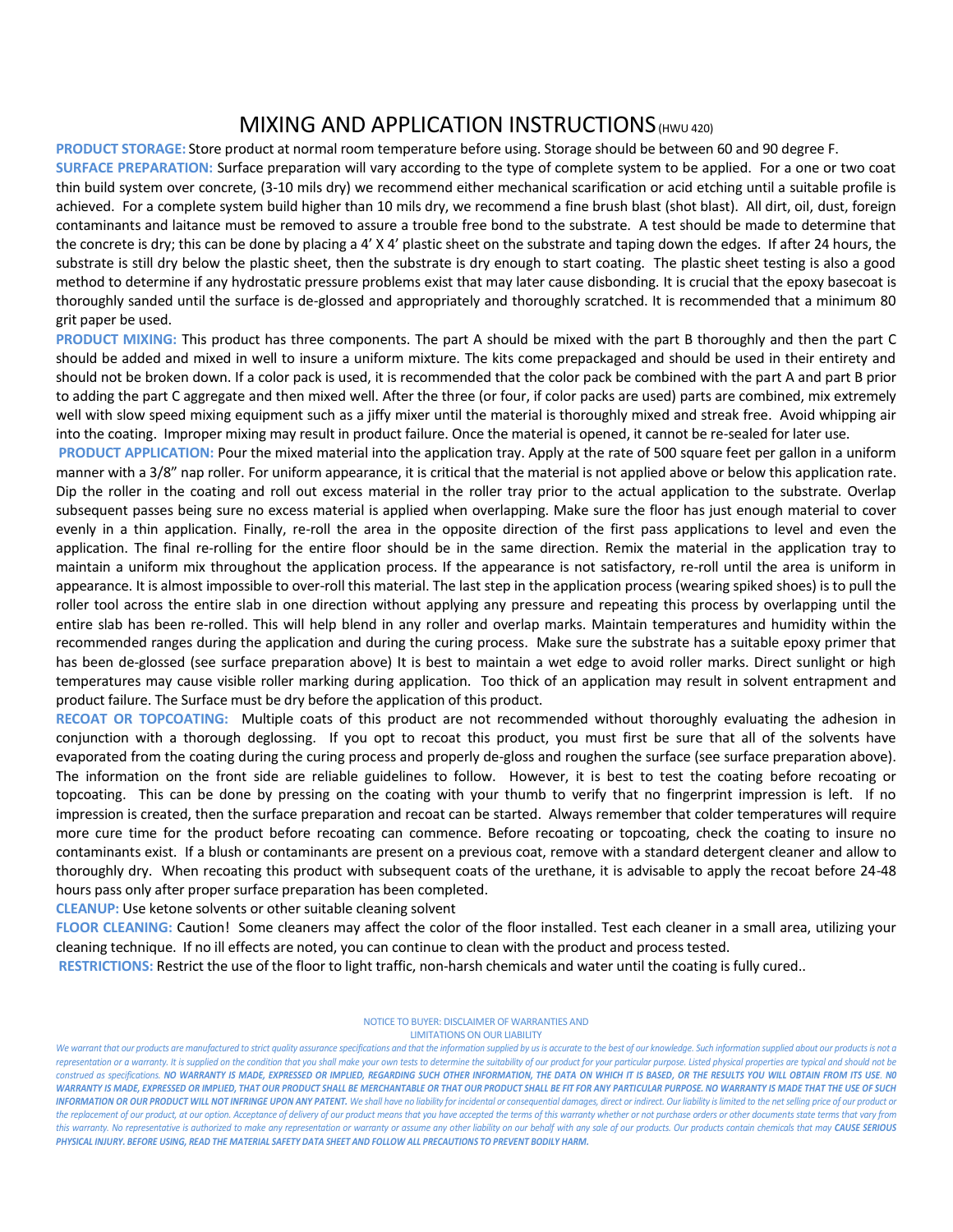# MIXING AND APPLICATION INSTRUCTIONS (HWU 420)

**PRODUCT STORAGE:** Store product at normal room temperature before using. Storage should be between 60 and 90 degree F.

**SURFACE PREPARATION:** Surface preparation will vary according to the type of complete system to be applied. For a one or two coat thin build system over concrete, (3-10 mils dry) we recommend either mechanical scarification or acid etching until a suitable profile is achieved. For a complete system build higher than 10 mils dry, we recommend a fine brush blast (shot blast). All dirt, oil, dust, foreign contaminants and laitance must be removed to assure a trouble free bond to the substrate. A test should be made to determine that the concrete is dry; this can be done by placing a 4' X 4' plastic sheet on the substrate and taping down the edges. If after 24 hours, the substrate is still dry below the plastic sheet, then the substrate is dry enough to start coating. The plastic sheet testing is also a good method to determine if any hydrostatic pressure problems exist that may later cause disbonding. It is crucial that the epoxy basecoat is thoroughly sanded until the surface is de-glossed and appropriately and thoroughly scratched. It is recommended that a minimum 80 grit paper be used.

**PRODUCT MIXING:** This product has three components. The part A should be mixed with the part B thoroughly and then the part C should be added and mixed in well to insure a uniform mixture. The kits come prepackaged and should be used in their entirety and should not be broken down. If a color pack is used, it is recommended that the color pack be combined with the part A and part B prior to adding the part C aggregate and then mixed well. After the three (or four, if color packs are used) parts are combined, mix extremely well with slow speed mixing equipment such as a jiffy mixer until the material is thoroughly mixed and streak free. Avoid whipping air into the coating. Improper mixing may result in product failure. Once the material is opened, it cannot be re-sealed for later use.

**PRODUCT APPLICATION:** Pour the mixed material into the application tray. Apply at the rate of 500 square feet per gallon in a uniform manner with a 3/8" nap roller. For uniform appearance, it is critical that the material is not applied above or below this application rate. Dip the roller in the coating and roll out excess material in the roller tray prior to the actual application to the substrate. Overlap subsequent passes being sure no excess material is applied when overlapping. Make sure the floor has just enough material to cover evenly in a thin application. Finally, re-roll the area in the opposite direction of the first pass applications to level and even the application. The final re-rolling for the entire floor should be in the same direction. Remix the material in the application tray to maintain a uniform mix throughout the application process. If the appearance is not satisfactory, re-roll until the area is uniform in appearance. It is almost impossible to over-roll this material. The last step in the application process (wearing spiked shoes) is to pull the roller tool across the entire slab in one direction without applying any pressure and repeating this process by overlapping until the entire slab has been re-rolled. This will help blend in any roller and overlap marks. Maintain temperatures and humidity within the recommended ranges during the application and during the curing process. Make sure the substrate has a suitable epoxy primer that has been de-glossed (see surface preparation above) It is best to maintain a wet edge to avoid roller marks. Direct sunlight or high temperatures may cause visible roller marking during application. Too thick of an application may result in solvent entrapment and product failure. The Surface must be dry before the application of this product.

**RECOAT OR TOPCOATING:** Multiple coats of this product are not recommended without thoroughly evaluating the adhesion in conjunction with a thorough deglossing. If you opt to recoat this product, you must first be sure that all of the solvents have evaporated from the coating during the curing process and properly de-gloss and roughen the surface (see surface preparation above). The information on the front side are reliable guidelines to follow. However, it is best to test the coating before recoating or topcoating. This can be done by pressing on the coating with your thumb to verify that no fingerprint impression is left. If no impression is created, then the surface preparation and recoat can be started. Always remember that colder temperatures will require more cure time for the product before recoating can commence. Before recoating or topcoating, check the coating to insure no contaminants exist. If a blush or contaminants are present on a previous coat, remove with a standard detergent cleaner and allow to thoroughly dry. When recoating this product with subsequent coats of the urethane, it is advisable to apply the recoat before 24-48 hours pass only after proper surface preparation has been completed.

**CLEANUP:** Use ketone solvents or other suitable cleaning solvent

**FLOOR CLEANING:** Caution! Some cleaners may affect the color of the floor installed. Test each cleaner in a small area, utilizing your cleaning technique. If no ill effects are noted, you can continue to clean with the product and process tested.

**RESTRICTIONS:** Restrict the use of the floor to light traffic, non-harsh chemicals and water until the coating is fully cured..

NOTICE TO BUYER: DISCLAIMER OF WARRANTIES AND LIMITATIONS ON OUR LIABILITY

*We warrant that our products are manufactured to strict quality assurance specifications and that the information supplied by us is accurate to the best of our knowledge. Such information supplied about our products is not a representation or a warranty. It is supplied on the condition that you shall make your own tests to determine the suitability of our product for your particular purpose. Listed physical properties are typical and should not be construed as specifications.* ***NO WARRANTY IS MADE, EXPRESSED OR IMPLIED, REGARDING SUCH OTHER INFORMATION, THE DATA ON WHICH IT IS BASED, OR THE RESULTS YOU WILL OBTAIN FROM ITS USE. N0 WARRANTY IS MADE, EXPRESSED OR IMPLIED, THAT OUR PRODUCT SHALL BE MERCHANTABLE OR THAT OUR PRODUCT SHALL BE FIT FOR ANY PARTICULAR PURPOSE. NO WARRANTY IS MADE THAT THE USE OF SUCH INFORMATION OR OUR PRODUCT WILL NOT INFRINGE UPON ANY PATENT.*** *We shall have no liability for incidental or consequential damages, direct or indirect. Our liability is limited to the net selling price of our product or the replacement of our product, at our option. Acceptance of delivery of our product means that you have accepted the terms of this warranty whether or not purchase orders or other documents state terms that vary from this warranty. No representative is authorized to make any representation or warranty or assume any other liability on our behalf with any sale of our products. Our products contain chemicals that may* ***CAUSE SERIOUS PHYSICAL INJURY. BEFORE USING, READ THE MATERIAL SAFETY DATA SHEET AND FOLLOW ALL PRECAUTIONS TO PREVENT BODILY HARM.***